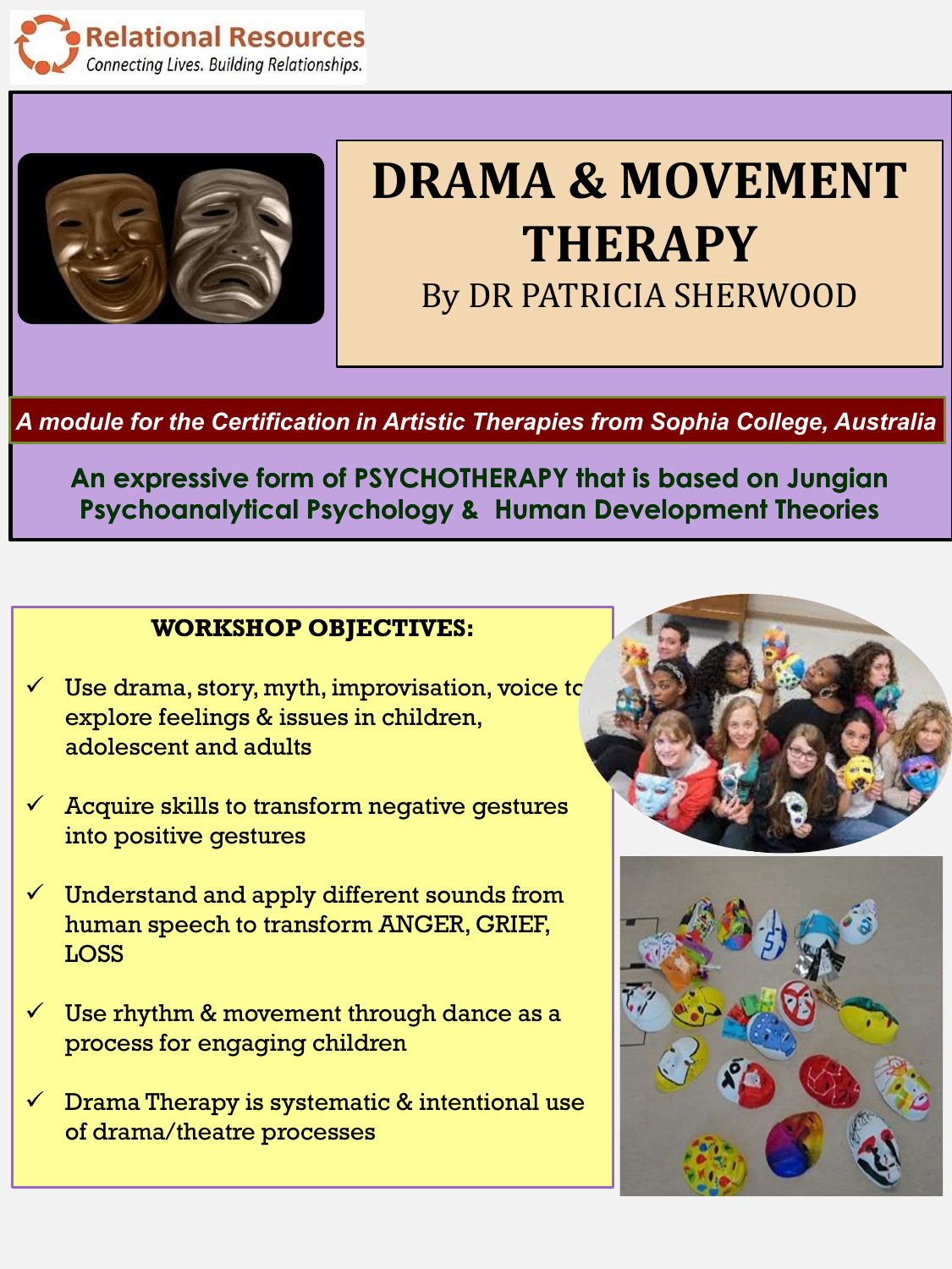Relational Resources
*Connecting Lives. Building Relationships.*

# DRAMA & MOVEMENT THERAPY

By DR PATRICIA SHERWOOD

***A module for the Certification in Artistic Therapies from Sophia College, Australia***

**An expressive form of PSYCHOTHERAPY that is based on Jungian Psychoanalytical Psychology & Human Development Theories**

## WORKSHOP OBJECTIVES:

- ✓ Use drama, story, myth, improvisation, voice to explore feelings & issues in children, adolescent and adults
- ✓ Acquire skills to transform negative gestures into positive gestures
- ✓ Understand and apply different sounds from human speech to transform ANGER, GRIEF, LOSS
- ✓ Use rhythm & movement through dance as a process for engaging children
- ✓ Drama Therapy is systematic & intentional use of drama/theatre processes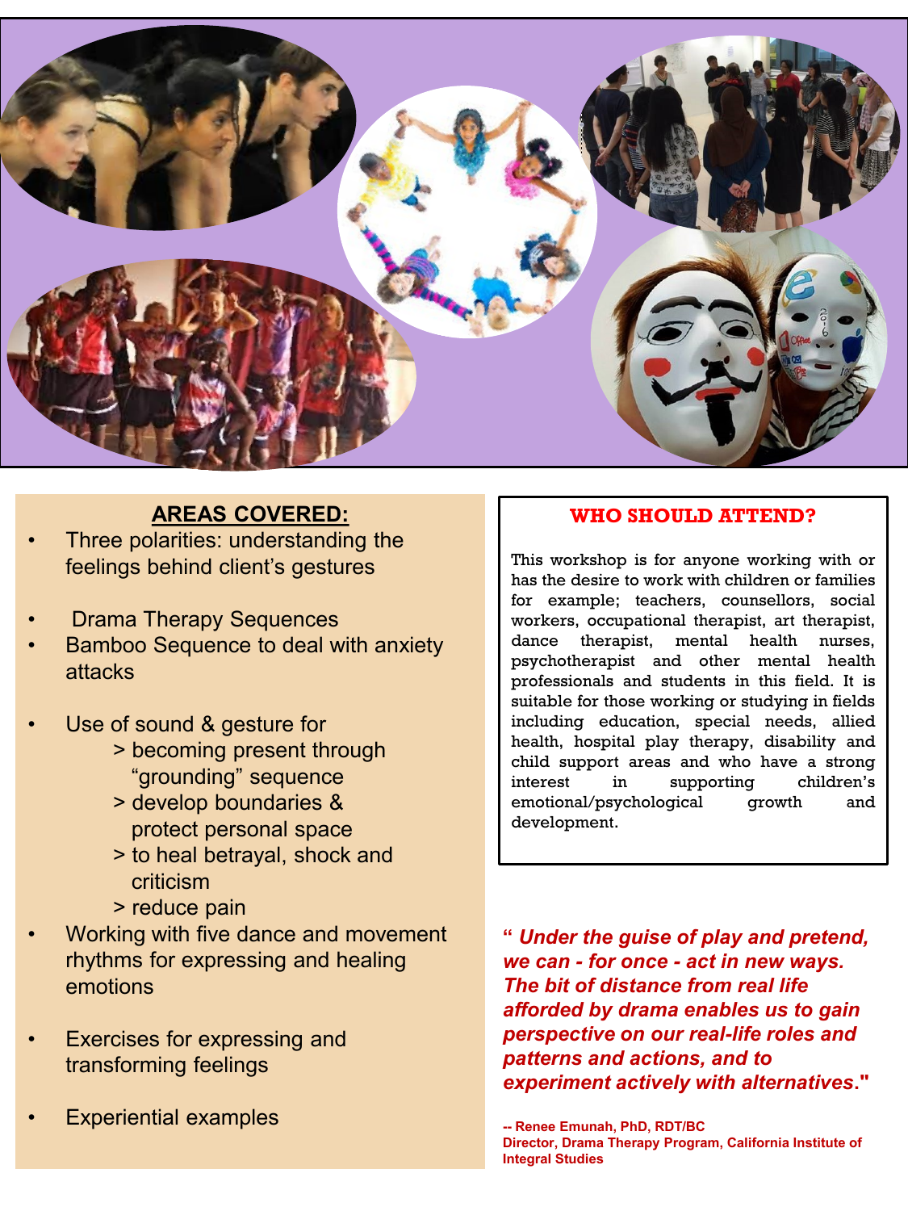## AREAS COVERED:

- Three polarities: understanding the feelings behind client's gestures
- Drama Therapy Sequences
- Bamboo Sequence to deal with anxiety attacks
- Use of sound & gesture for
  - > becoming present through "grounding" sequence
  - > develop boundaries & protect personal space
  - > to heal betrayal, shock and criticism
  - > reduce pain
- Working with five dance and movement rhythms for expressing and healing emotions
- Exercises for expressing and transforming feelings
- Experiential examples

## WHO SHOULD ATTEND?

This workshop is for anyone working with or has the desire to work with children or families for example; teachers, counsellors, social workers, occupational therapist, art therapist, dance therapist, mental health nurses, psychotherapist and other mental health professionals and students in this field. It is suitable for those working or studying in fields including education, special needs, allied health, hospital play therapy, disability and child support areas and who have a strong interest in supporting children's emotional/psychological growth and development.

***" Under the guise of play and pretend, we can - for once - act in new ways. The bit of distance from real life afforded by drama enables us to gain perspective on our real-life roles and patterns and actions, and to experiment actively with alternatives."***

**-- Renee Emunah, PhD, RDT/BC**
**Director, Drama Therapy Program, California Institute of Integral Studies**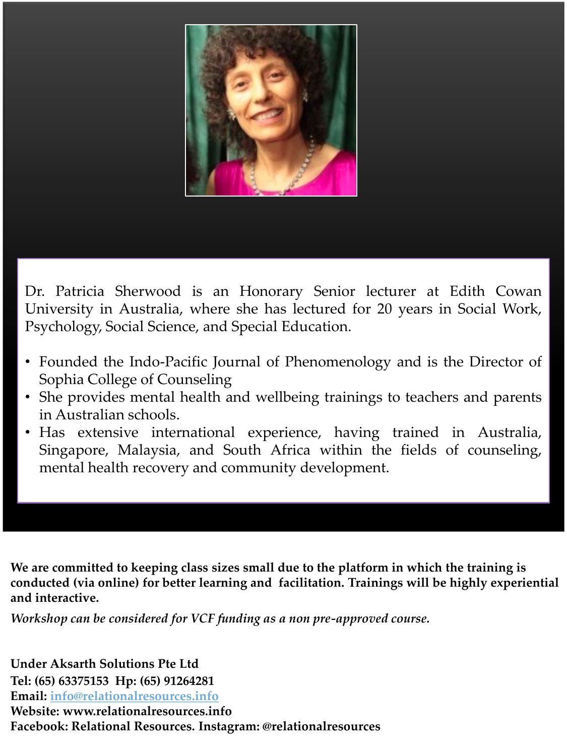Dr. Patricia Sherwood is an Honorary Senior lecturer at Edith Cowan University in Australia, where she has lectured for 20 years in Social Work, Psychology, Social Science, and Special Education.

- Founded the Indo-Pacific Journal of Phenomenology and is the Director of Sophia College of Counseling
- She provides mental health and wellbeing trainings to teachers and parents in Australian schools.
- Has extensive international experience, having trained in Australia, Singapore, Malaysia, and South Africa within the fields of counseling, mental health recovery and community development.

**We are committed to keeping class sizes small due to the platform in which the training is conducted (via online) for better learning and facilitation. Trainings will be highly experiential and interactive.**

*Workshop can be considered for VCF funding as a non pre-approved course.*

**Under Aksarth Solutions Pte Ltd**
**Tel: (65) 63375153 Hp: (65) 91264281**
**Email: info@relationalresources.info**
**Website: www.relationalresources.info**
**Facebook: Relational Resources. Instagram: @relationalresources**